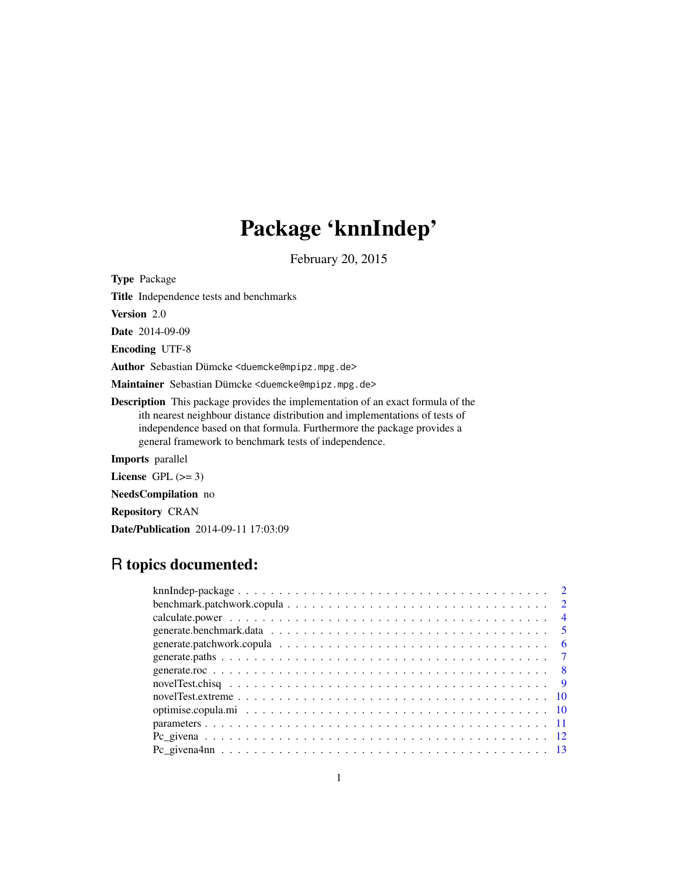# Package 'knnIndep'

February 20, 2015

**Type** Package

**Title** Independence tests and benchmarks

**Version** 2.0

**Date** 2014-09-09

**Encoding** UTF-8

**Author** Sebastian Dümcke <duemcke@mpipz.mpg.de>

**Maintainer** Sebastian Dümcke <duemcke@mpipz.mpg.de>

**Description** This package provides the implementation of an exact formula of the ith nearest neighbour distance distribution and implementations of tests of independence based on that formula. Furthermore the package provides a general framework to benchmark tests of independence.

**Imports** parallel

**License** GPL (>= 3)

**NeedsCompilation** no

**Repository** CRAN

**Date/Publication** 2014-09-11 17:03:09

## R topics documented:

knnIndep-package . . . . . . . . . . . . . . . . . . . . . . . . . . . . . . . . . . . . . . 2
benchmark.patchwork.copula . . . . . . . . . . . . . . . . . . . . . . . . . . . . . . . . 2
calculate.power . . . . . . . . . . . . . . . . . . . . . . . . . . . . . . . . . . . . . . . 4
generate.benchmark.data . . . . . . . . . . . . . . . . . . . . . . . . . . . . . . . . . . 5
generate.patchwork.copula . . . . . . . . . . . . . . . . . . . . . . . . . . . . . . . . . 6
generate.paths . . . . . . . . . . . . . . . . . . . . . . . . . . . . . . . . . . . . . . . . 7
generate.roc . . . . . . . . . . . . . . . . . . . . . . . . . . . . . . . . . . . . . . . . . 8
novelTest.chisq . . . . . . . . . . . . . . . . . . . . . . . . . . . . . . . . . . . . . . . 9
novelTest.extreme . . . . . . . . . . . . . . . . . . . . . . . . . . . . . . . . . . . . . . 10
optimise.copula.mi . . . . . . . . . . . . . . . . . . . . . . . . . . . . . . . . . . . . . 10
parameters . . . . . . . . . . . . . . . . . . . . . . . . . . . . . . . . . . . . . . . . . . 11
Pc_givena . . . . . . . . . . . . . . . . . . . . . . . . . . . . . . . . . . . . . . . . . . 12
Pc_givena4nn . . . . . . . . . . . . . . . . . . . . . . . . . . . . . . . . . . . . . . . . 13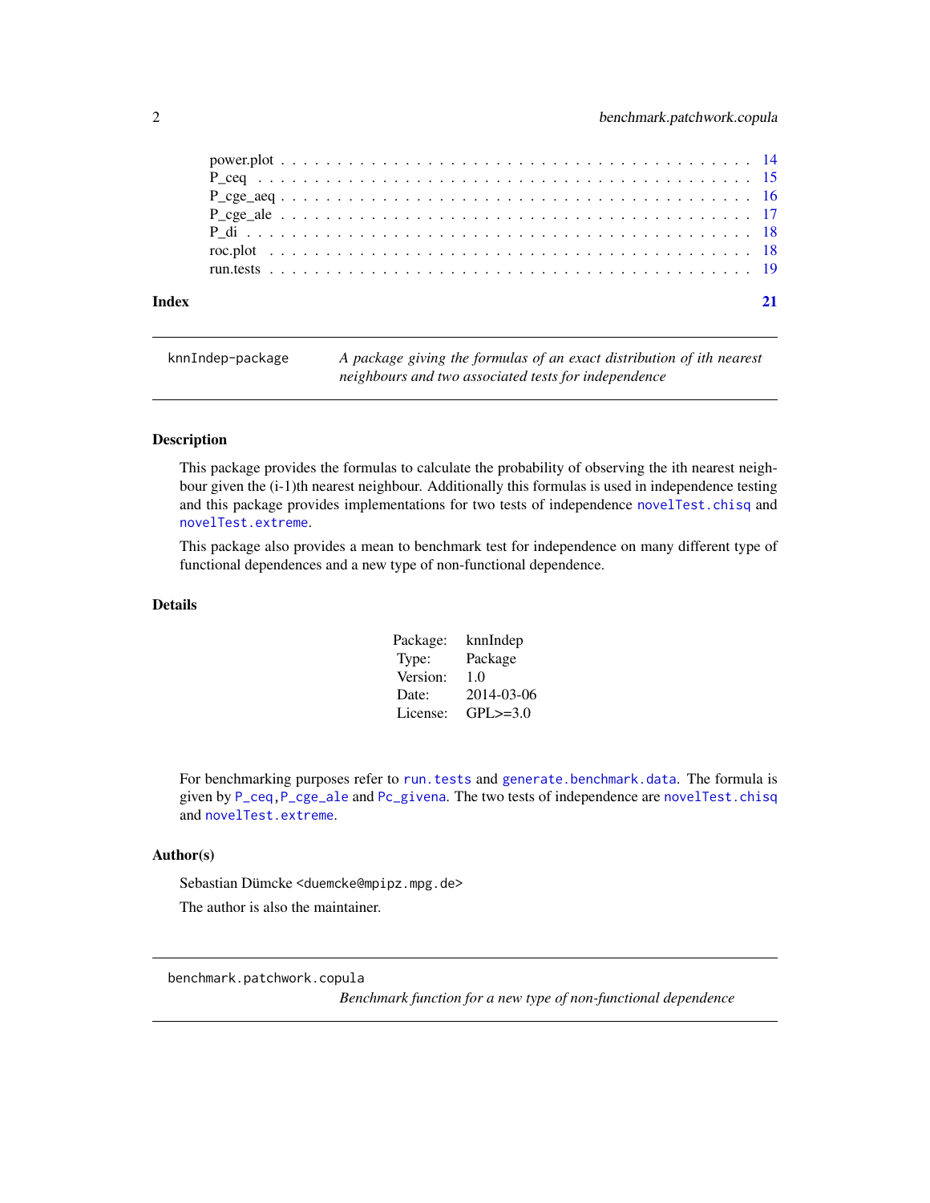power.plot . . . . . . . . . . . . . . . . . . . . . . . . . . . . . . . . . . . . . . . . . 14
P_ceq . . . . . . . . . . . . . . . . . . . . . . . . . . . . . . . . . . . . . . . . . . . 15
P_cge_aeq . . . . . . . . . . . . . . . . . . . . . . . . . . . . . . . . . . . . . . . . . 16
P_cge_ale . . . . . . . . . . . . . . . . . . . . . . . . . . . . . . . . . . . . . . . . . 17
P_di . . . . . . . . . . . . . . . . . . . . . . . . . . . . . . . . . . . . . . . . . . . . 18
roc.plot . . . . . . . . . . . . . . . . . . . . . . . . . . . . . . . . . . . . . . . . . . 18
run.tests . . . . . . . . . . . . . . . . . . . . . . . . . . . . . . . . . . . . . . . . . 19

**Index** **21**

---

`knnIndep-package` *A package giving the formulas of an exact distribution of ith nearest neighbours and two associated tests for independence*

---

### Description

This package provides the formulas to calculate the probability of observing the ith nearest neighbour given the (i-1)th nearest neighbour. Additionally this formulas is used in independence testing and this package provides implementations for two tests of independence `novelTest.chisq` and `novelTest.extreme`.

This package also provides a mean to benchmark test for independence on many different type of functional dependences and a new type of non-functional dependence.

### Details

| | |
|---|---|
| Package: | knnIndep |
| Type: | Package |
| Version: | 1.0 |
| Date: | 2014-03-06 |
| License: | GPL>=3.0 |

For benchmarking purposes refer to `run.tests` and `generate.benchmark.data`. The formula is given by `P_ceq`,`P_cge_ale` and `Pc_givena`. The two tests of independence are `novelTest.chisq` and `novelTest.extreme`.

### Author(s)

Sebastian Dümcke <duemcke@mpipz.mpg.de>

The author is also the maintainer.

---

`benchmark.patchwork.copula`
*Benchmark function for a new type of non-functional dependence*

---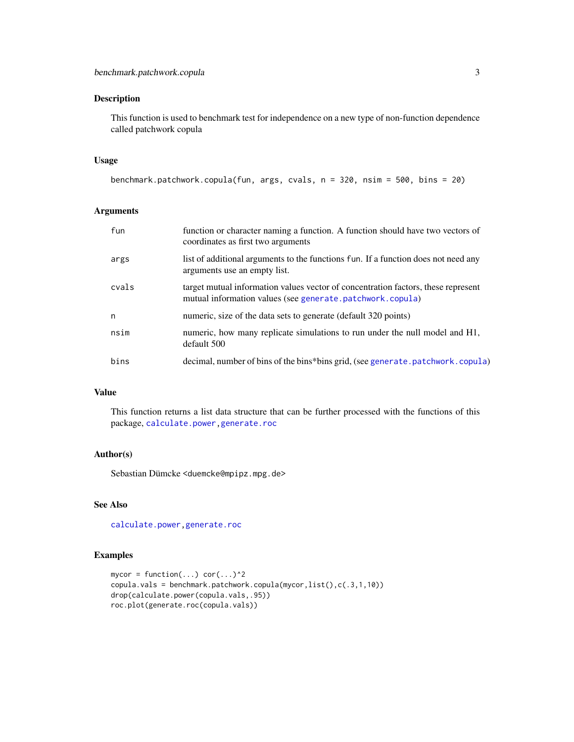## Description

This function is used to benchmark test for independence on a new type of non-function dependence called patchwork copula

## Usage

```
benchmark.patchwork.copula(fun, args, cvals, n = 320, nsim = 500, bins = 20)
```

## Arguments

| | |
|---|---|
| `fun` | function or character naming a function. A function should have two vectors of coordinates as first two arguments |
| `args` | list of additional arguments to the functions `fun`. If a function does not need any arguments use an empty list. |
| `cvals` | target mutual information values vector of concentration factors, these represent mutual information values (see `generate.patchwork.copula`) |
| `n` | numeric, size of the data sets to generate (default 320 points) |
| `nsim` | numeric, how many replicate simulations to run under the null model and H1, default 500 |
| `bins` | decimal, number of bins of the bins*bins grid, (see `generate.patchwork.copula`) |

## Value

This function returns a list data structure that can be further processed with the functions of this package, `calculate.power`,`generate.roc`

## Author(s)

Sebastian Dümcke <duemcke@mpipz.mpg.de>

## See Also

`calculate.power`,`generate.roc`

## Examples

```
mycor = function(...) cor(...)^2
copula.vals = benchmark.patchwork.copula(mycor,list(),c(.3,1,10))
drop(calculate.power(copula.vals,.95))
roc.plot(generate.roc(copula.vals))
```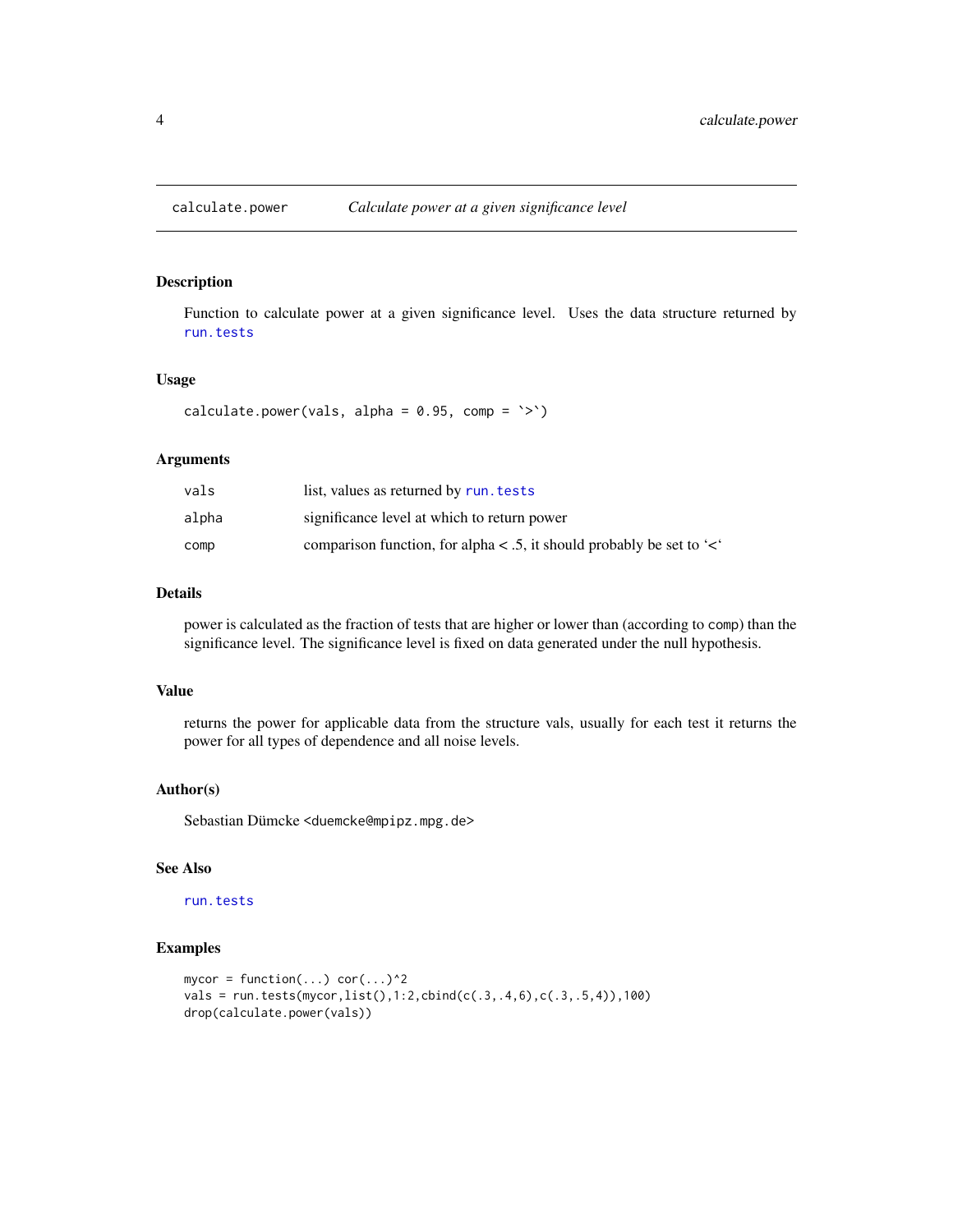## calculate.power — *Calculate power at a given significance level*

### Description

Function to calculate power at a given significance level. Uses the data structure returned by `run.tests`

### Usage

```
calculate.power(vals, alpha = 0.95, comp = `>`)
```

### Arguments

| | |
|---|---|
| `vals` | list, values as returned by `run.tests` |
| `alpha` | significance level at which to return power |
| `comp` | comparison function, for alpha < .5, it should probably be set to '<' |

### Details

power is calculated as the fraction of tests that are higher or lower than (according to `comp`) than the significance level. The significance level is fixed on data generated under the null hypothesis.

### Value

returns the power for applicable data from the structure vals, usually for each test it returns the power for all types of dependence and all noise levels.

### Author(s)

Sebastian Dümcke <duemcke@mpipz.mpg.de>

### See Also

`run.tests`

### Examples

```
mycor = function(...) cor(...)^2
vals = run.tests(mycor,list(),1:2,cbind(c(.3,.4,6),c(.3,.5,4)),100)
drop(calculate.power(vals))
```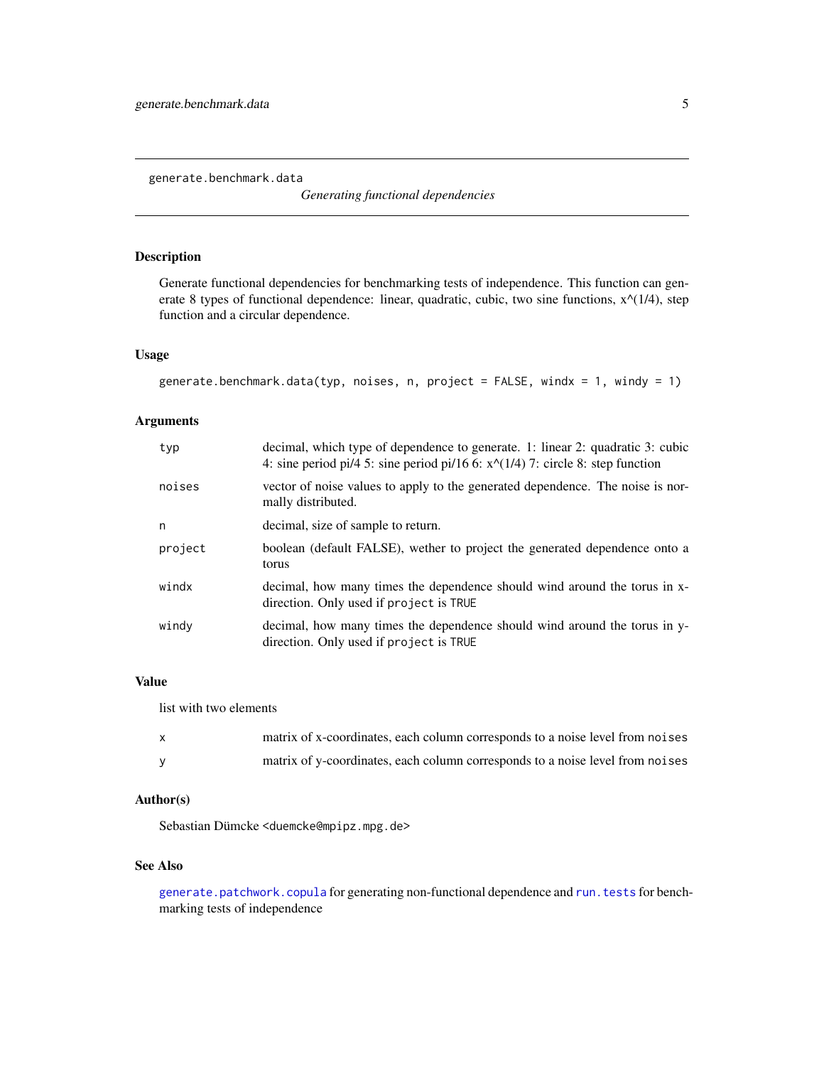`generate.benchmark.data` *Generating functional dependencies*

## Description

Generate functional dependencies for benchmarking tests of independence. This function can generate 8 types of functional dependence: linear, quadratic, cubic, two sine functions, x^(1/4), step function and a circular dependence.

## Usage

```
generate.benchmark.data(typ, noises, n, project = FALSE, windx = 1, windy = 1)
```

## Arguments

| | |
|---|---|
| `typ` | decimal, which type of dependence to generate. 1: linear 2: quadratic 3: cubic 4: sine period pi/4 5: sine period pi/16 6: x^(1/4) 7: circle 8: step function |
| `noises` | vector of noise values to apply to the generated dependence. The noise is normally distributed. |
| `n` | decimal, size of sample to return. |
| `project` | boolean (default FALSE), wether to project the generated dependence onto a torus |
| `windx` | decimal, how many times the dependence should wind around the torus in x-direction. Only used if `project` is `TRUE` |
| `windy` | decimal, how many times the dependence should wind around the torus in y-direction. Only used if `project` is `TRUE` |

## Value

list with two elements

| | |
|---|---|
| `x` | matrix of x-coordinates, each column corresponds to a noise level from `noises` |
| `y` | matrix of y-coordinates, each column corresponds to a noise level from `noises` |

## Author(s)

Sebastian Dümcke <duemcke@mpipz.mpg.de>

## See Also

`generate.patchwork.copula` for generating non-functional dependence and `run.tests` for benchmarking tests of independence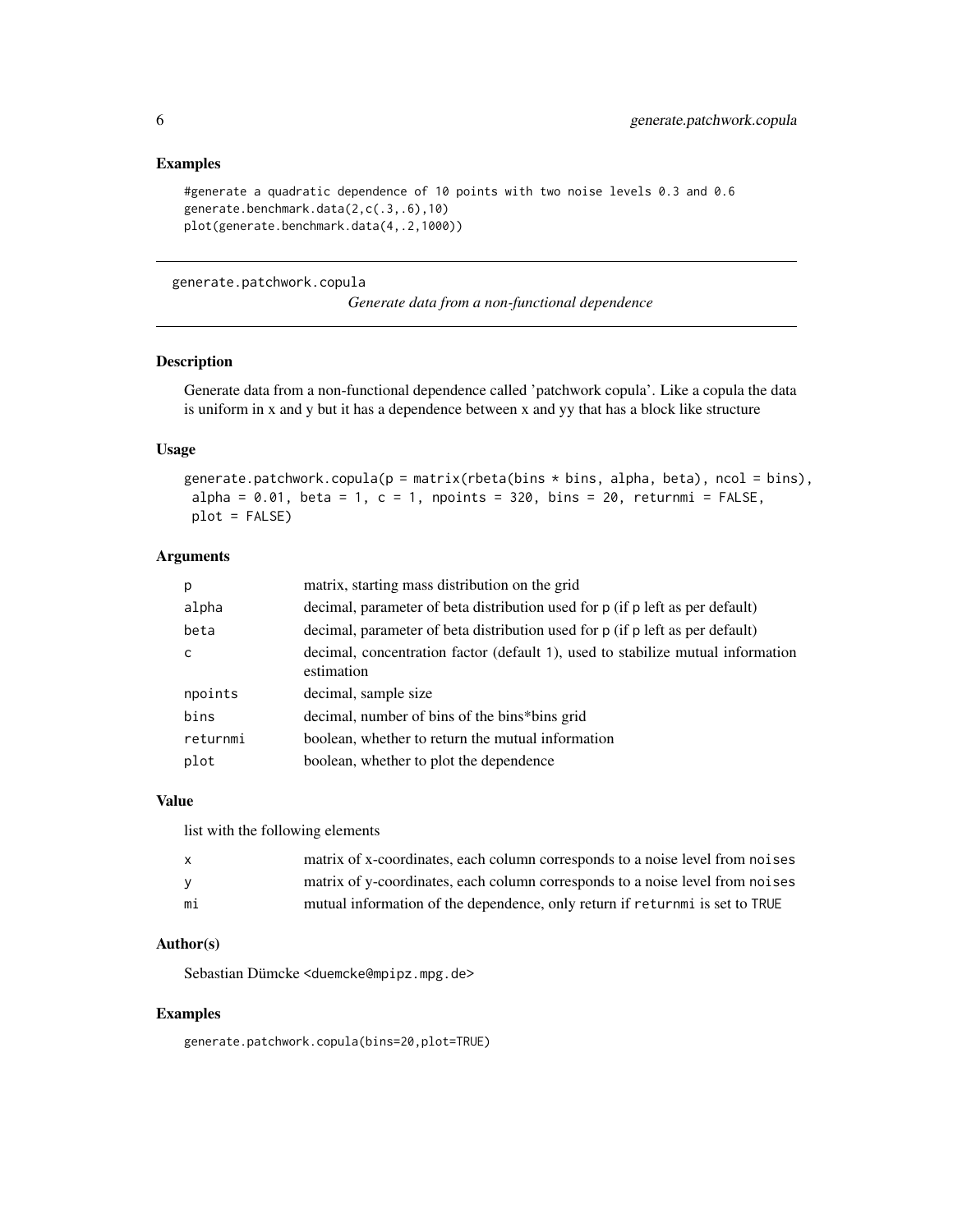### Examples

```
#generate a quadratic dependence of 10 points with two noise levels 0.3 and 0.6
generate.benchmark.data(2,c(.3,.6),10)
plot(generate.benchmark.data(4,.2,1000))
```

---

## generate.patchwork.copula

*Generate data from a non-functional dependence*

---

### Description

Generate data from a non-functional dependence called 'patchwork copula'. Like a copula the data is uniform in x and y but it has a dependence between x and yy that has a block like structure

### Usage

```
generate.patchwork.copula(p = matrix(rbeta(bins * bins, alpha, beta), ncol = bins),
 alpha = 0.01, beta = 1, c = 1, npoints = 320, bins = 20, returnmi = FALSE,
 plot = FALSE)
```

### Arguments

| | |
|---|---|
| p | matrix, starting mass distribution on the grid |
| alpha | decimal, parameter of beta distribution used for p (if p left as per default) |
| beta | decimal, parameter of beta distribution used for p (if p left as per default) |
| c | decimal, concentration factor (default 1), used to stabilize mutual information estimation |
| npoints | decimal, sample size |
| bins | decimal, number of bins of the bins*bins grid |
| returnmi | boolean, whether to return the mutual information |
| plot | boolean, whether to plot the dependence |

### Value

list with the following elements

| | |
|---|---|
| x | matrix of x-coordinates, each column corresponds to a noise level from noises |
| y | matrix of y-coordinates, each column corresponds to a noise level from noises |
| mi | mutual information of the dependence, only return if returnmi is set to TRUE |

### Author(s)

Sebastian Dümcke <duemcke@mpipz.mpg.de>

### Examples

```
generate.patchwork.copula(bins=20,plot=TRUE)
```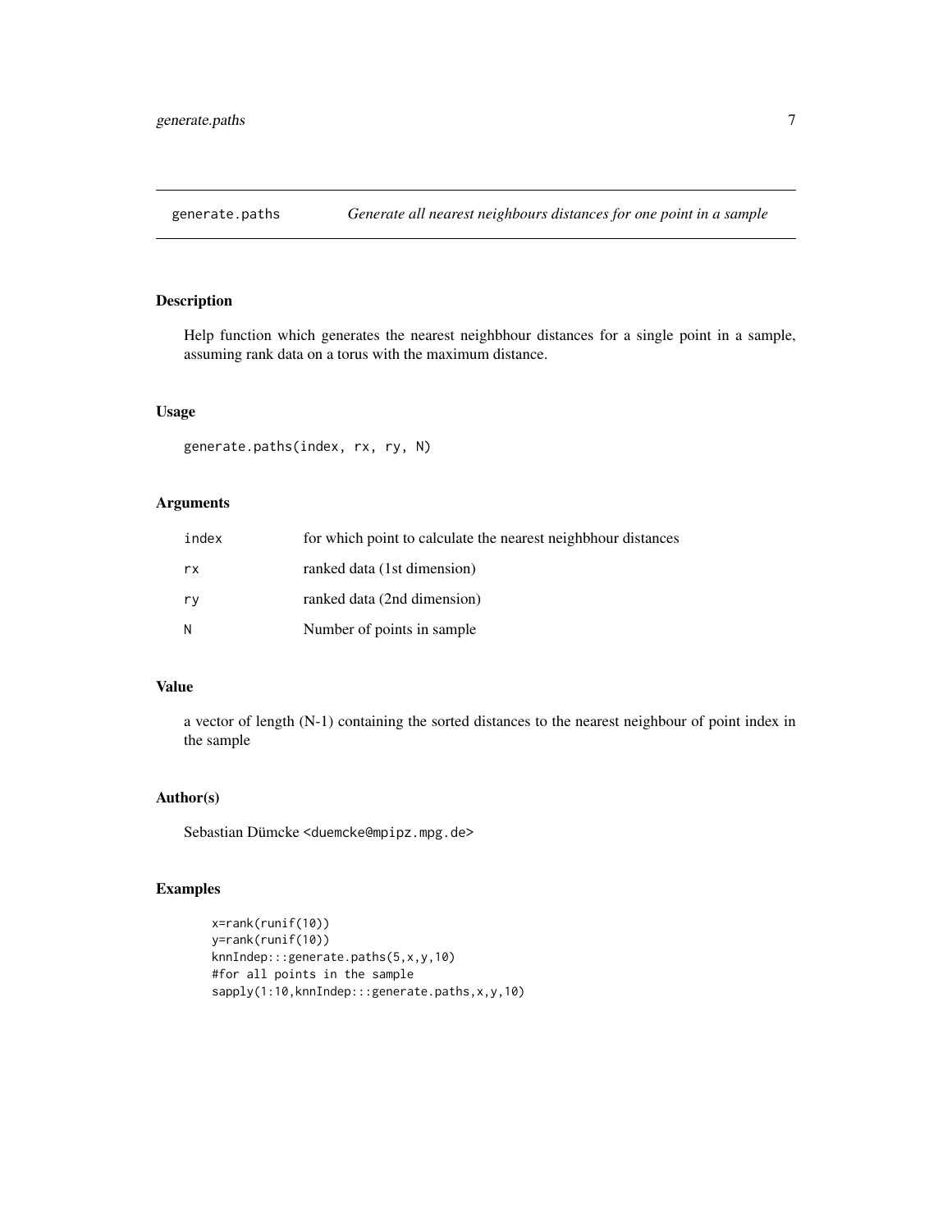# generate.paths — *Generate all nearest neighbours distances for one point in a sample*

## Description

Help function which generates the nearest neighbhour distances for a single point in a sample, assuming rank data on a torus with the maximum distance.

## Usage

```
generate.paths(index, rx, ry, N)
```

## Arguments

| | |
|---|---|
| `index` | for which point to calculate the nearest neighbhour distances |
| `rx` | ranked data (1st dimension) |
| `ry` | ranked data (2nd dimension) |
| `N` | Number of points in sample |

## Value

a vector of length (N-1) containing the sorted distances to the nearest neighbour of point index in the sample

## Author(s)

Sebastian Dümcke <duemcke@mpipz.mpg.de>

## Examples

```
x=rank(runif(10))
y=rank(runif(10))
knnIndep:::generate.paths(5,x,y,10)
#for all points in the sample
sapply(1:10,knnIndep:::generate.paths,x,y,10)
```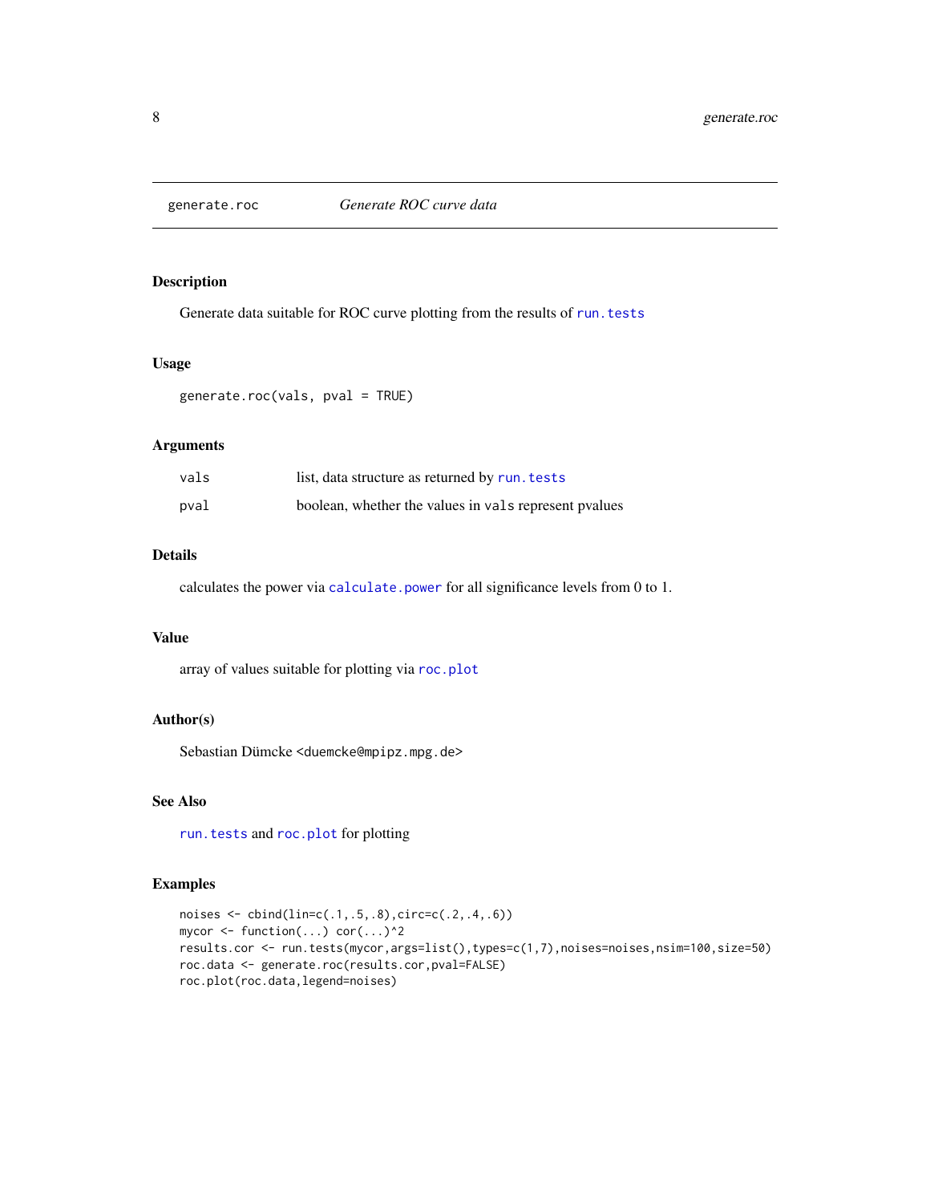# generate.roc — *Generate ROC curve data*

## Description

Generate data suitable for ROC curve plotting from the results of `run.tests`

## Usage

```
generate.roc(vals, pval = TRUE)
```

## Arguments

| | |
|---|---|
| `vals` | list, data structure as returned by `run.tests` |
| `pval` | boolean, whether the values in `vals` represent pvalues |

## Details

calculates the power via `calculate.power` for all significance levels from 0 to 1.

## Value

array of values suitable for plotting via `roc.plot`

## Author(s)

Sebastian Dümcke <duemcke@mpipz.mpg.de>

## See Also

`run.tests` and `roc.plot` for plotting

## Examples

```
noises <- cbind(lin=c(.1,.5,.8),circ=c(.2,.4,.6))
mycor <- function(...) cor(...)^2
results.cor <- run.tests(mycor,args=list(),types=c(1,7),noises=noises,nsim=100,size=50)
roc.data <- generate.roc(results.cor,pval=FALSE)
roc.plot(roc.data,legend=noises)
```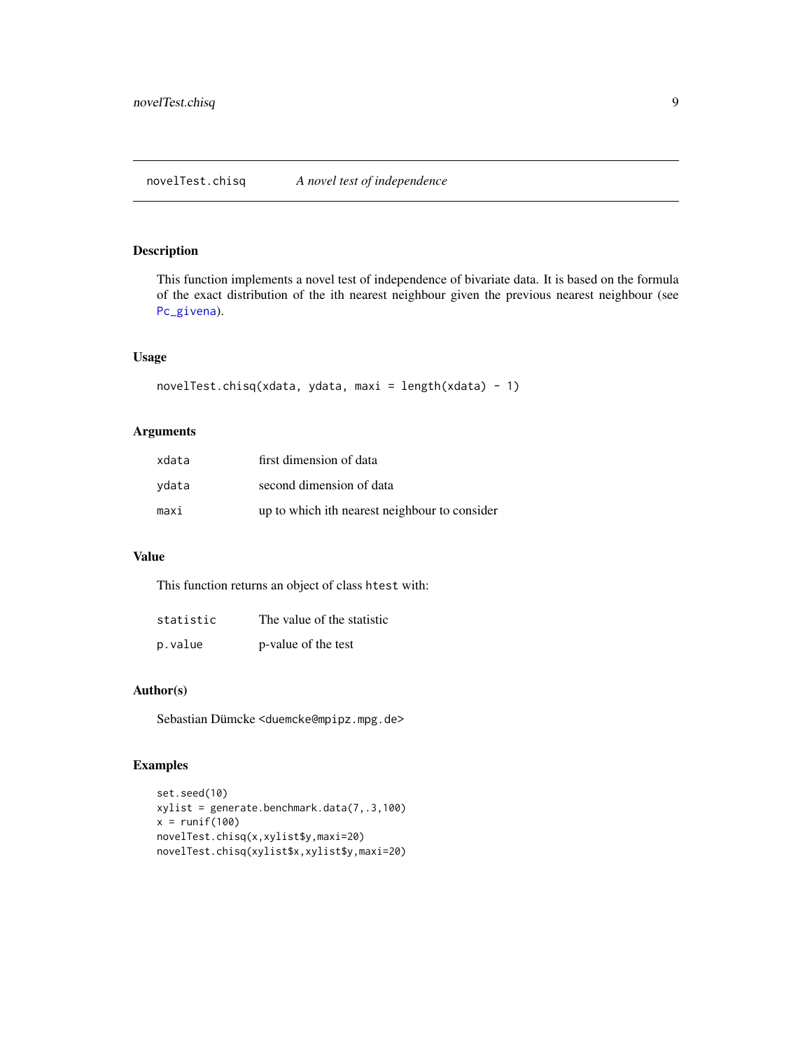# novelTest.chisq *A novel test of independence*

## Description

This function implements a novel test of independence of bivariate data. It is based on the formula of the exact distribution of the ith nearest neighbour given the previous nearest neighbour (see Pc_givena).

## Usage

```
novelTest.chisq(xdata, ydata, maxi = length(xdata) - 1)
```

## Arguments

| | |
|---|---|
| xdata | first dimension of data |
| ydata | second dimension of data |
| maxi | up to which ith nearest neighbour to consider |

## Value

This function returns an object of class htest with:

| | |
|---|---|
| statistic | The value of the statistic |
| p.value | p-value of the test |

## Author(s)

Sebastian Dümcke <duemcke@mpipz.mpg.de>

## Examples

```
set.seed(10)
xylist = generate.benchmark.data(7,.3,100)
x = runif(100)
novelTest.chisq(x,xylist$y,maxi=20)
novelTest.chisq(xylist$x,xylist$y,maxi=20)
```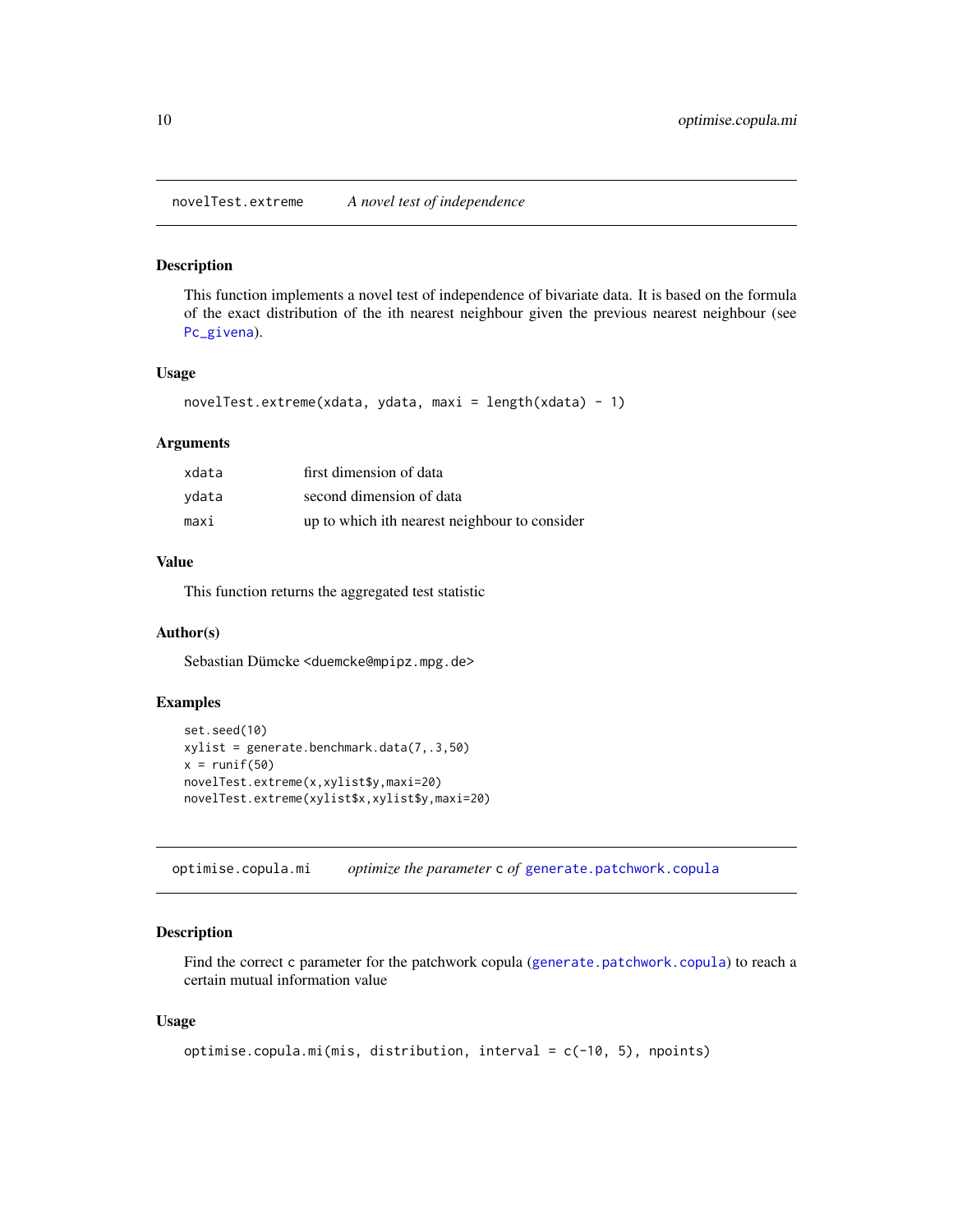## novelTest.extreme *A novel test of independence*

### Description

This function implements a novel test of independence of bivariate data. It is based on the formula of the exact distribution of the ith nearest neighbour given the previous nearest neighbour (see `Pc_givena`).

### Usage

```
novelTest.extreme(xdata, ydata, maxi = length(xdata) - 1)
```

### Arguments

| | |
|---|---|
| xdata | first dimension of data |
| ydata | second dimension of data |
| maxi | up to which ith nearest neighbour to consider |

### Value

This function returns the aggregated test statistic

### Author(s)

Sebastian Dümcke <duemcke@mpipz.mpg.de>

### Examples

```
set.seed(10)
xylist = generate.benchmark.data(7,.3,50)
x = runif(50)
novelTest.extreme(x,xylist$y,maxi=20)
novelTest.extreme(xylist$x,xylist$y,maxi=20)
```

## optimise.copula.mi *optimize the parameter* `c` *of* `generate.patchwork.copula`

### Description

Find the correct `c` parameter for the patchwork copula (`generate.patchwork.copula`) to reach a certain mutual information value

### Usage

```
optimise.copula.mi(mis, distribution, interval = c(-10, 5), npoints)
```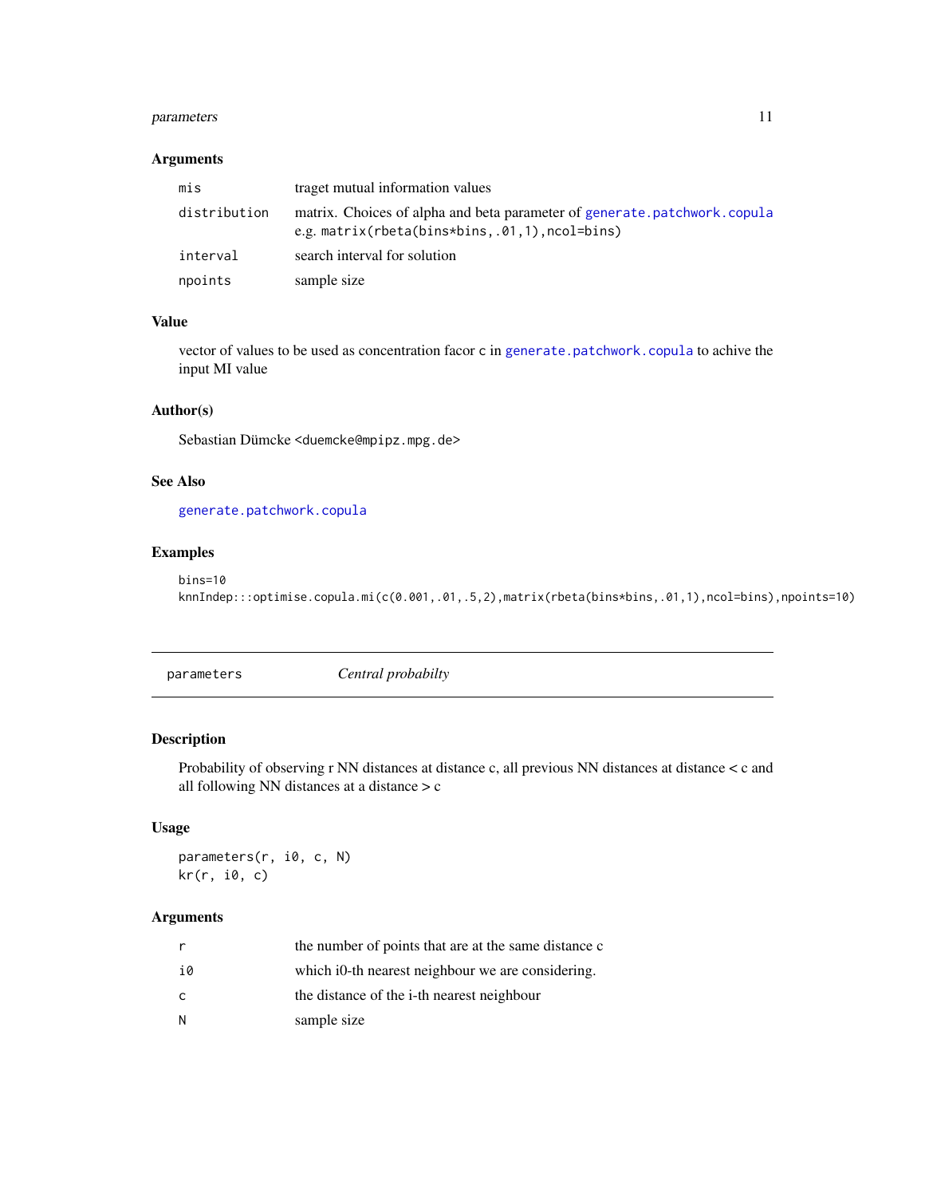### Arguments

| | |
|---|---|
| `mis` | traget mutual information values |
| `distribution` | matrix. Choices of alpha and beta parameter of `generate.patchwork.copula` e.g. `matrix(rbeta(bins*bins,.01,1),ncol=bins)` |
| `interval` | search interval for solution |
| `npoints` | sample size |

### Value

vector of values to be used as concentration facor `c` in `generate.patchwork.copula` to achive the input MI value

### Author(s)

Sebastian Dümcke <duemcke@mpipz.mpg.de>

### See Also

`generate.patchwork.copula`

### Examples

```
bins=10
knnIndep:::optimise.copula.mi(c(0.001,.01,.5,2),matrix(rbeta(bins*bins,.01,1),ncol=bins),npoints=10)
```

---

## parameters — *Central probabilty*

### Description

Probability of observing r NN distances at distance c, all previous NN distances at distance < c and all following NN distances at a distance > c

### Usage

```
parameters(r, i0, c, N)
kr(r, i0, c)
```

### Arguments

| | |
|---|---|
| `r` | the number of points that are at the same distance c |
| `i0` | which i0-th nearest neighbour we are considering. |
| `c` | the distance of the i-th nearest neighbour |
| `N` | sample size |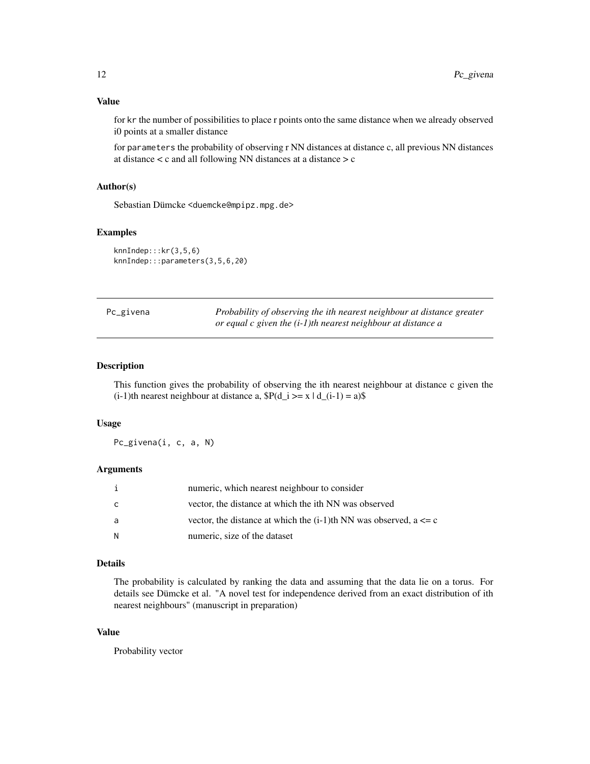### Value

for `kr` the number of possibilities to place r points onto the same distance when we already observed i0 points at a smaller distance

for `parameters` the probability of observing r NN distances at distance c, all previous NN distances at distance < c and all following NN distances at a distance > c

### Author(s)

Sebastian Dümcke <duemcke@mpipz.mpg.de>

### Examples

```
knnIndep:::kr(3,5,6)
knnIndep:::parameters(3,5,6,20)
```

---

## Pc_givena — *Probability of observing the ith nearest neighbour at distance greater or equal c given the (i-1)th nearest neighbour at distance a*

---

### Description

This function gives the probability of observing the ith nearest neighbour at distance c given the (i-1)th nearest neighbour at distance a, $P(d_i >= x | d_(i-1) = a)$

### Usage

```
Pc_givena(i, c, a, N)
```

### Arguments

| | |
|---|---|
| i | numeric, which nearest neighbour to consider |
| c | vector, the distance at which the ith NN was observed |
| a | vector, the distance at which the (i-1)th NN was observed, a <= c |
| N | numeric, size of the dataset |

### Details

The probability is calculated by ranking the data and assuming that the data lie on a torus. For details see Dümcke et al. "A novel test for independence derived from an exact distribution of ith nearest neighbours" (manuscript in preparation)

### Value

Probability vector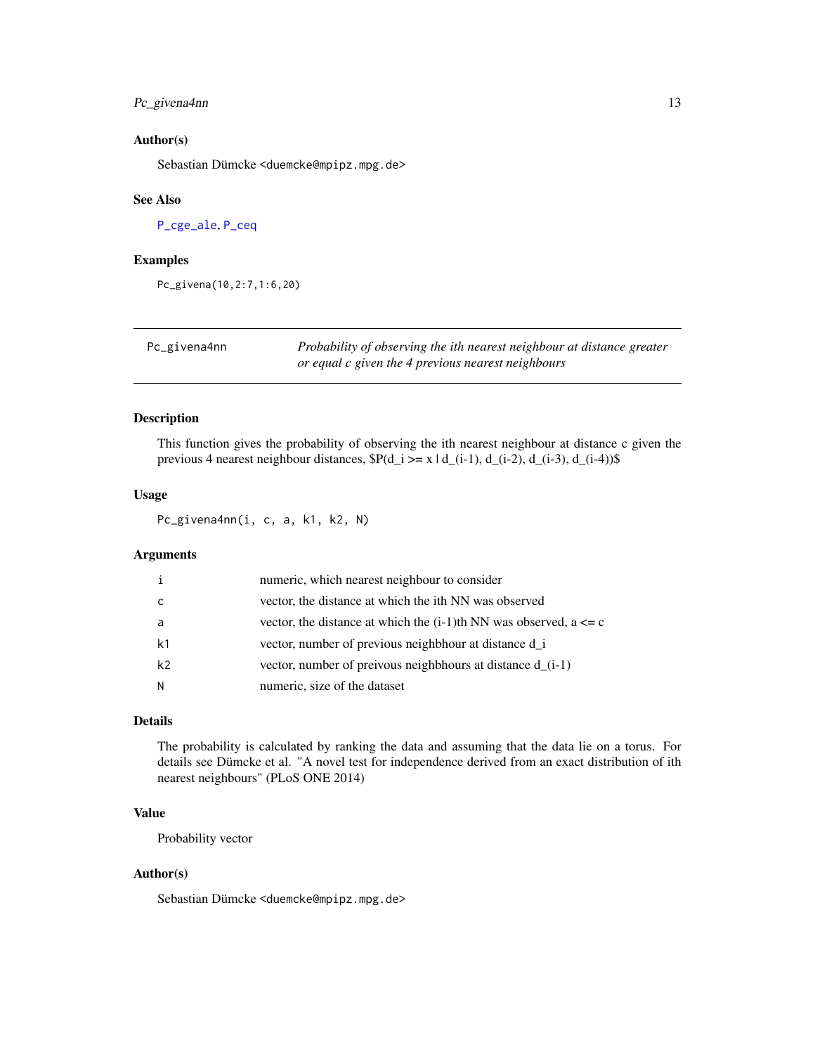### Author(s)

Sebastian Dümcke <duemcke@mpipz.mpg.de>

### See Also

P_cge_ale, P_ceq

### Examples

```
Pc_givena(10,2:7,1:6,20)
```

---

## Pc_givena4nn

*Probability of observing the ith nearest neighbour at distance greater or equal c given the 4 previous nearest neighbours*

---

### Description

This function gives the probability of observing the ith nearest neighbour at distance c given the previous 4 nearest neighbour distances, $P(d_i >= x | d_(i-1), d_(i-2), d_(i-3), d_(i-4))$

### Usage

```
Pc_givena4nn(i, c, a, k1, k2, N)
```

### Arguments

| | |
|---|---|
| i | numeric, which nearest neighbour to consider |
| c | vector, the distance at which the ith NN was observed |
| a | vector, the distance at which the (i-1)th NN was observed, a <= c |
| k1 | vector, number of previous neighbhour at distance d_i |
| k2 | vector, number of preivous neighbhours at distance d_(i-1) |
| N | numeric, size of the dataset |

### Details

The probability is calculated by ranking the data and assuming that the data lie on a torus. For details see Dümcke et al. "A novel test for independence derived from an exact distribution of ith nearest neighbours" (PLoS ONE 2014)

### Value

Probability vector

### Author(s)

Sebastian Dümcke <duemcke@mpipz.mpg.de>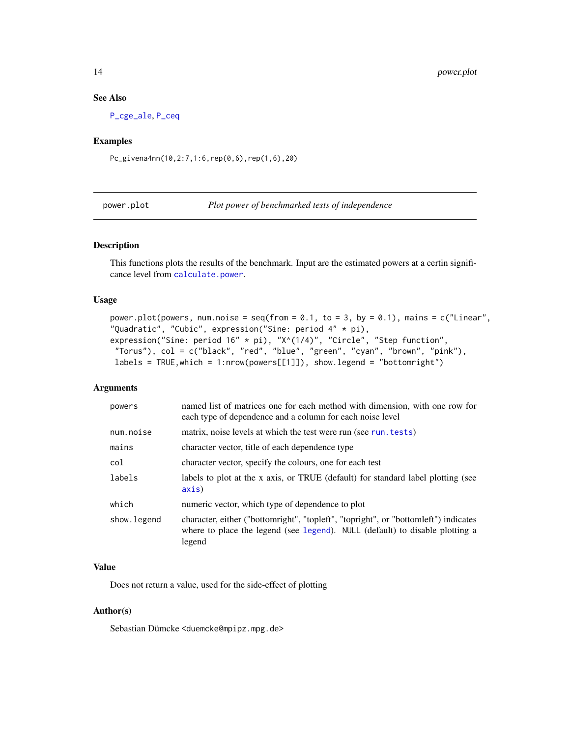### See Also

P_cge_ale, P_ceq

### Examples

```
Pc_givena4nn(10,2:7,1:6,rep(0,6),rep(1,6),20)
```

---

## power.plot *Plot power of benchmarked tests of independence*

---

### Description

This functions plots the results of the benchmark. Input are the estimated powers at a certin significance level from calculate.power.

### Usage

```
power.plot(powers, num.noise = seq(from = 0.1, to = 3, by = 0.1), mains = c("Linear",
"Quadratic", "Cubic", expression("Sine: period 4" * pi),
expression("Sine: period 16" * pi), "X^(1/4)", "Circle", "Step function",
 "Torus"), col = c("black", "red", "blue", "green", "cyan", "brown", "pink"),
 labels = TRUE,which = 1:nrow(powers[[1]]), show.legend = "bottomright")
```

### Arguments

| | |
|---|---|
| powers | named list of matrices one for each method with dimension, with one row for each type of dependence and a column for each noise level |
| num.noise | matrix, noise levels at which the test were run (see run.tests) |
| mains | character vector, title of each dependence type |
| col | character vector, specify the colours, one for each test |
| labels | labels to plot at the x axis, or TRUE (default) for standard label plotting (see axis) |
| which | numeric vector, which type of dependence to plot |
| show.legend | character, either ("bottomright", "topleft", "topright", or "bottomleft") indicates where to place the legend (see legend). NULL (default) to disable plotting a legend |

### Value

Does not return a value, used for the side-effect of plotting

### Author(s)

Sebastian Dümcke <duemcke@mpipz.mpg.de>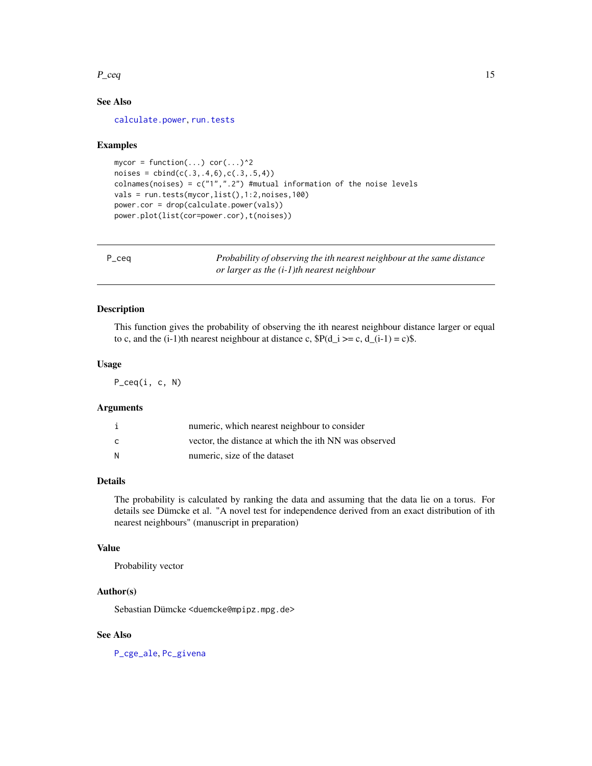### See Also

calculate.power, run.tests

### Examples

```
mycor = function(...) cor(...)^2
noises = cbind(c(.3,.4,6),c(.3,.5,4))
colnames(noises) = c("1",".2") #mutual information of the noise levels
vals = run.tests(mycor,list(),1:2,noises,100)
power.cor = drop(calculate.power(vals))
power.plot(list(cor=power.cor),t(noises))
```

---

## P_ceq — *Probability of observing the ith nearest neighbour at the same distance or larger as the (i-1)th nearest neighbour*

### Description

This function gives the probability of observing the ith nearest neighbour distance larger or equal to c, and the (i-1)th nearest neighbour at distance c, $P(d_i >= c, d_(i-1) = c)$.

### Usage

```
P_ceq(i, c, N)
```

### Arguments

| | |
|---|---|
| i | numeric, which nearest neighbour to consider |
| c | vector, the distance at which the ith NN was observed |
| N | numeric, size of the dataset |

### Details

The probability is calculated by ranking the data and assuming that the data lie on a torus. For details see Dümcke et al. "A novel test for independence derived from an exact distribution of ith nearest neighbours" (manuscript in preparation)

### Value

Probability vector

### Author(s)

Sebastian Dümcke <duemcke@mpipz.mpg.de>

### See Also

P_cge_ale, Pc_givena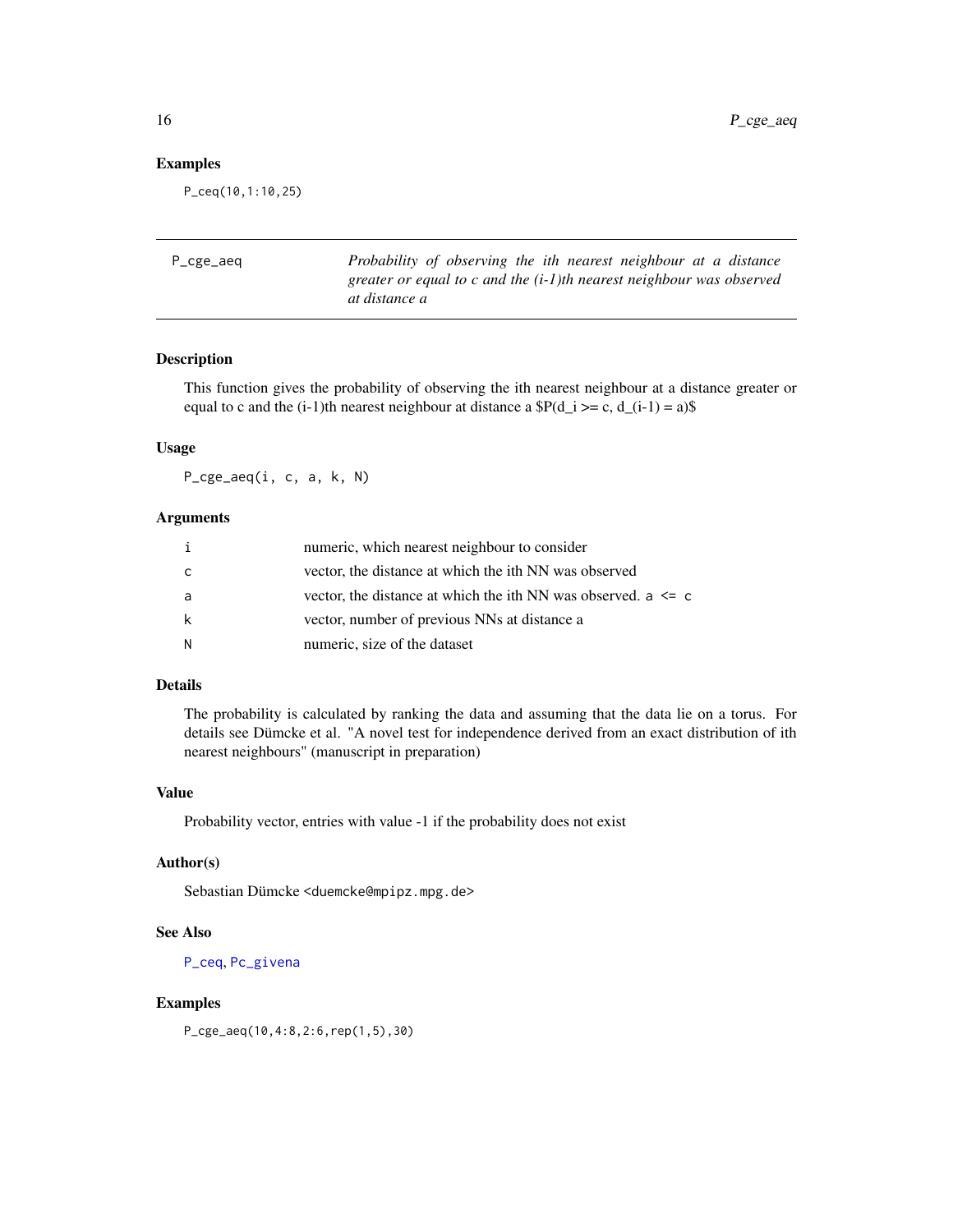## Examples

```
P_ceq(10,1:10,25)
```

## P_cge_aeq — *Probability of observing the ith nearest neighbour at a distance greater or equal to c and the (i-1)th nearest neighbour was observed at distance a*

### Description

This function gives the probability of observing the ith nearest neighbour at a distance greater or equal to c and the (i-1)th nearest neighbour at distance a $P(d_i >= c, d_(i-1) = a)$

### Usage

```
P_cge_aeq(i, c, a, k, N)
```

### Arguments

| | |
|---|---|
| `i` | numeric, which nearest neighbour to consider |
| `c` | vector, the distance at which the ith NN was observed |
| `a` | vector, the distance at which the ith NN was observed. `a <= c` |
| `k` | vector, number of previous NNs at distance a |
| `N` | numeric, size of the dataset |

### Details

The probability is calculated by ranking the data and assuming that the data lie on a torus. For details see Dümcke et al. "A novel test for independence derived from an exact distribution of ith nearest neighbours" (manuscript in preparation)

### Value

Probability vector, entries with value -1 if the probability does not exist

### Author(s)

Sebastian Dümcke <duemcke@mpipz.mpg.de>

### See Also

`P_ceq`, `Pc_givena`

### Examples

```
P_cge_aeq(10,4:8,2:6,rep(1,5),30)
```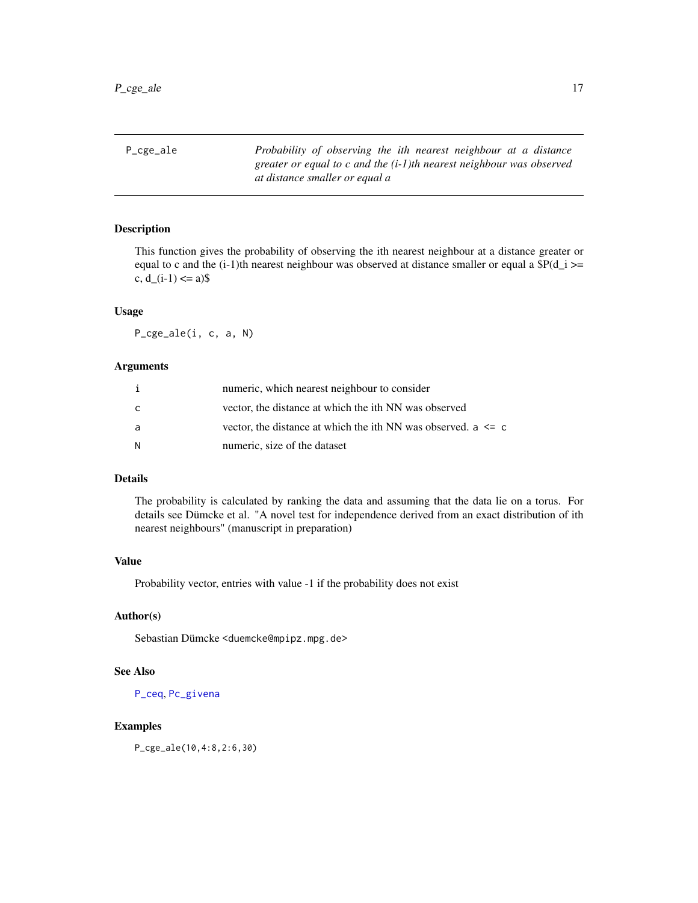P_cge_ale

*Probability of observing the ith nearest neighbour at a distance greater or equal to c and the (i-1)th nearest neighbour was observed at distance smaller or equal a*

### Description

This function gives the probability of observing the ith nearest neighbour at a distance greater or equal to c and the (i-1)th nearest neighbour was observed at distance smaller or equal a $P(d_i >= c, d_(i-1) <= a)$

### Usage

```
P_cge_ale(i, c, a, N)
```

### Arguments

| | |
|---|---|
| `i` | numeric, which nearest neighbour to consider |
| `c` | vector, the distance at which the ith NN was observed |
| `a` | vector, the distance at which the ith NN was observed. `a <= c` |
| `N` | numeric, size of the dataset |

### Details

The probability is calculated by ranking the data and assuming that the data lie on a torus. For details see Dümcke et al. "A novel test for independence derived from an exact distribution of ith nearest neighbours" (manuscript in preparation)

### Value

Probability vector, entries with value -1 if the probability does not exist

### Author(s)

Sebastian Dümcke <duemcke@mpipz.mpg.de>

### See Also

`P_ceq`, `Pc_givena`

### Examples

```
P_cge_ale(10,4:8,2:6,30)
```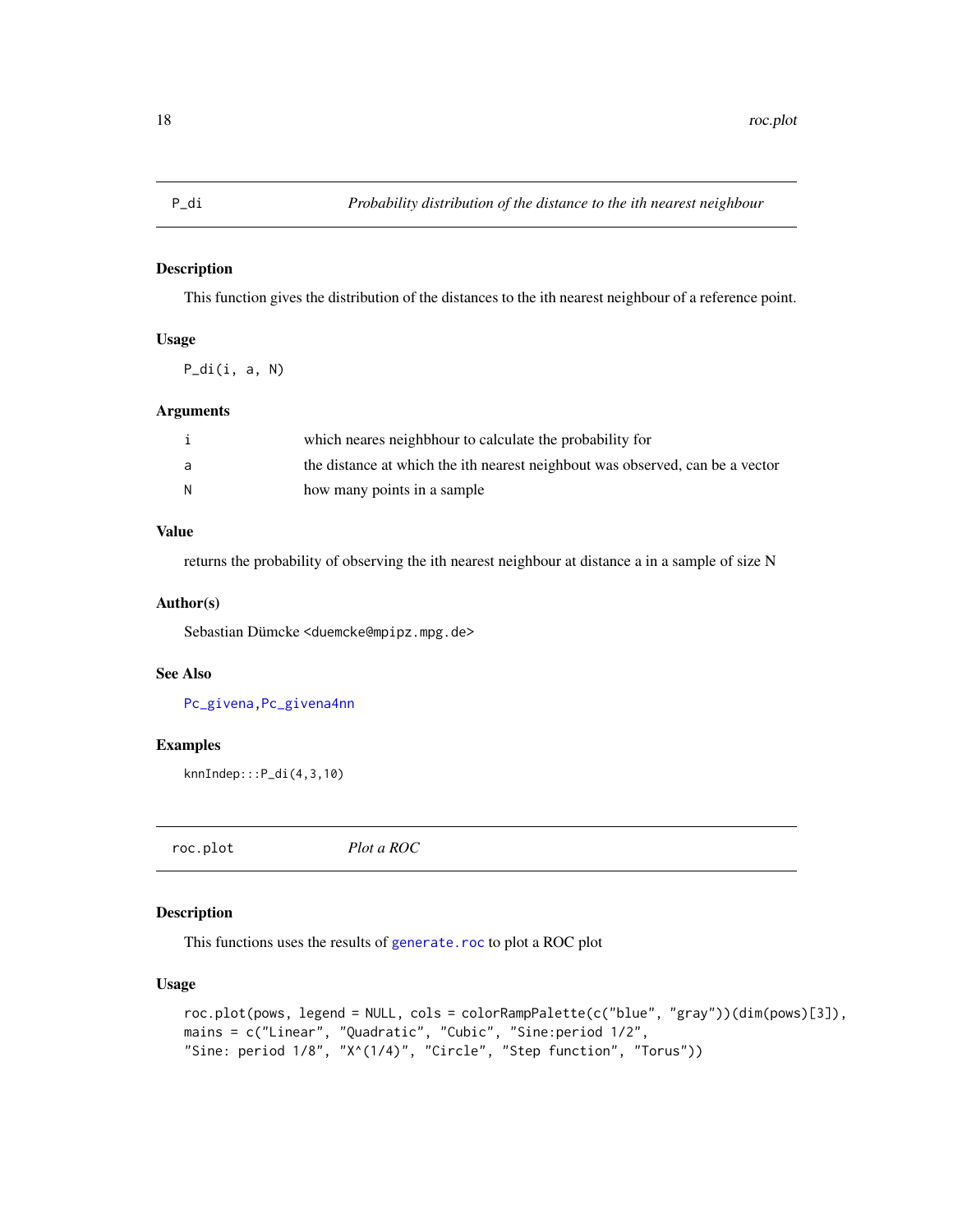## P_di — *Probability distribution of the distance to the ith nearest neighbour*

### Description

This function gives the distribution of the distances to the ith nearest neighbour of a reference point.

### Usage

```
P_di(i, a, N)
```

### Arguments

| | |
|---|---|
| i | which neares neighbhour to calculate the probability for |
| a | the distance at which the ith nearest neighbout was observed, can be a vector |
| N | how many points in a sample |

### Value

returns the probability of observing the ith nearest neighbour at distance a in a sample of size N

### Author(s)

Sebastian Dümcke <duemcke@mpipz.mpg.de>

### See Also

Pc_givena, Pc_givena4nn

### Examples

```
knnIndep:::P_di(4,3,10)
```

## roc.plot — *Plot a ROC*

### Description

This functions uses the results of generate.roc to plot a ROC plot

### Usage

```
roc.plot(pows, legend = NULL, cols = colorRampPalette(c("blue", "gray"))(dim(pows)[3]),
mains = c("Linear", "Quadratic", "Cubic", "Sine:period 1/2",
"Sine: period 1/8", "X^(1/4)", "Circle", "Step function", "Torus"))
```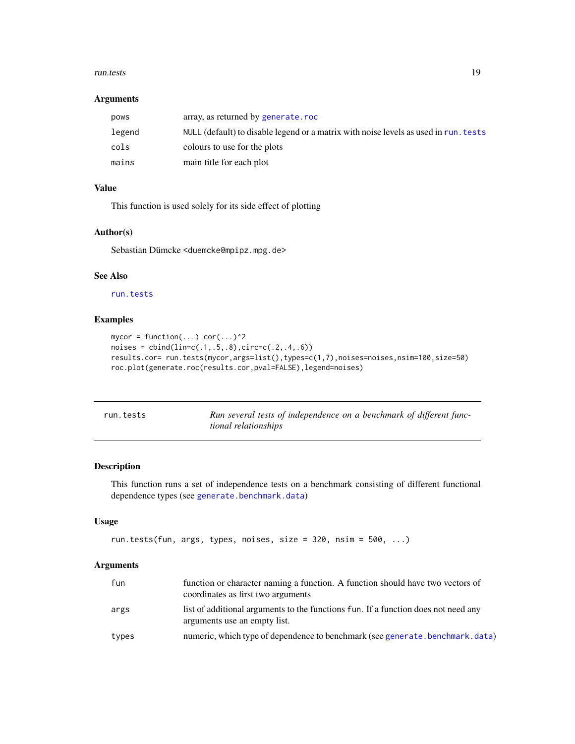### Arguments

| | |
|---|---|
| `pows` | array, as returned by `generate.roc` |
| `legend` | `NULL` (default) to disable legend or a matrix with noise levels as used in `run.tests` |
| `cols` | colours to use for the plots |
| `mains` | main title for each plot |

### Value

This function is used solely for its side effect of plotting

### Author(s)

Sebastian Dümcke <duemcke@mpipz.mpg.de>

### See Also

`run.tests`

### Examples

```
mycor = function(...) cor(...)^2
noises = cbind(lin=c(.1,.5,.8),circ=c(.2,.4,.6))
results.cor= run.tests(mycor,args=list(),types=c(1,7),noises=noises,nsim=100,size=50)
roc.plot(generate.roc(results.cor,pval=FALSE),legend=noises)
```

---

## run.tests — *Run several tests of independence on a benchmark of different functional relationships*

---

### Description

This function runs a set of independence tests on a benchmark consisting of different functional dependence types (see `generate.benchmark.data`)

### Usage

```
run.tests(fun, args, types, noises, size = 320, nsim = 500, ...)
```

### Arguments

| | |
|---|---|
| `fun` | function or character naming a function. A function should have two vectors of coordinates as first two arguments |
| `args` | list of additional arguments to the functions `fun`. If a function does not need any arguments use an empty list. |
| `types` | numeric, which type of dependence to benchmark (see `generate.benchmark.data`) |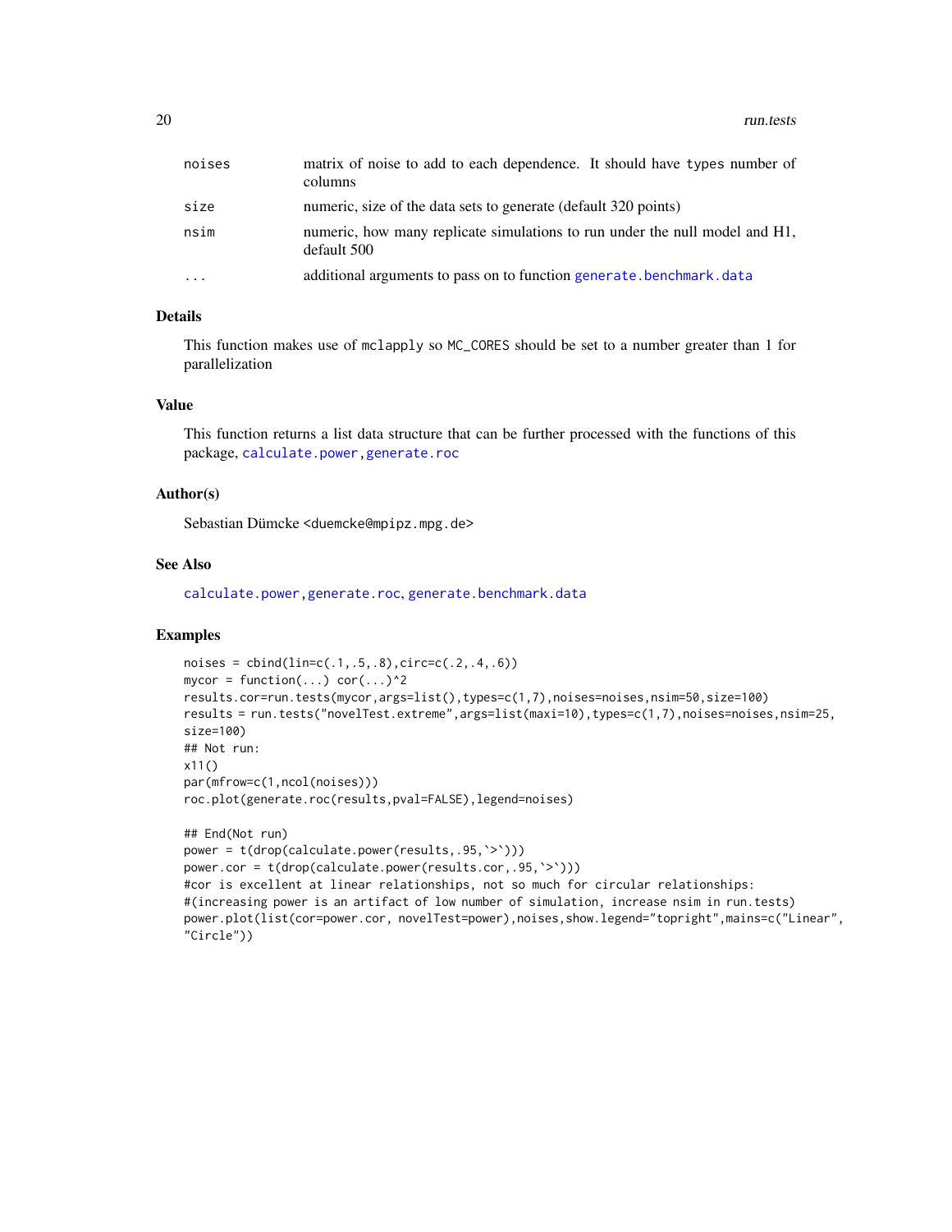| | |
|---|---|
| noises | matrix of noise to add to each dependence. It should have types number of columns |
| size | numeric, size of the data sets to generate (default 320 points) |
| nsim | numeric, how many replicate simulations to run under the null model and H1, default 500 |
| ... | additional arguments to pass on to function generate.benchmark.data |

### Details

This function makes use of mclapply so MC_CORES should be set to a number greater than 1 for parallelization

### Value

This function returns a list data structure that can be further processed with the functions of this package, calculate.power, generate.roc

### Author(s)

Sebastian Dümcke <duemcke@mpipz.mpg.de>

### See Also

calculate.power, generate.roc, generate.benchmark.data

### Examples

```
noises = cbind(lin=c(.1,.5,.8),circ=c(.2,.4,.6))
mycor = function(...) cor(...)^2
results.cor=run.tests(mycor,args=list(),types=c(1,7),noises=noises,nsim=50,size=100)
results = run.tests("novelTest.extreme",args=list(maxi=10),types=c(1,7),noises=noises,nsim=25,
size=100)
## Not run:
x11()
par(mfrow=c(1,ncol(noises)))
roc.plot(generate.roc(results,pval=FALSE),legend=noises)

## End(Not run)
power = t(drop(calculate.power(results,.95,`>`)))
power.cor = t(drop(calculate.power(results.cor,.95,`>`)))
#cor is excellent at linear relationships, not so much for circular relationships:
#(increasing power is an artifact of low number of simulation, increase nsim in run.tests)
power.plot(list(cor=power.cor, novelTest=power),noises,show.legend="topright",mains=c("Linear",
"Circle"))
```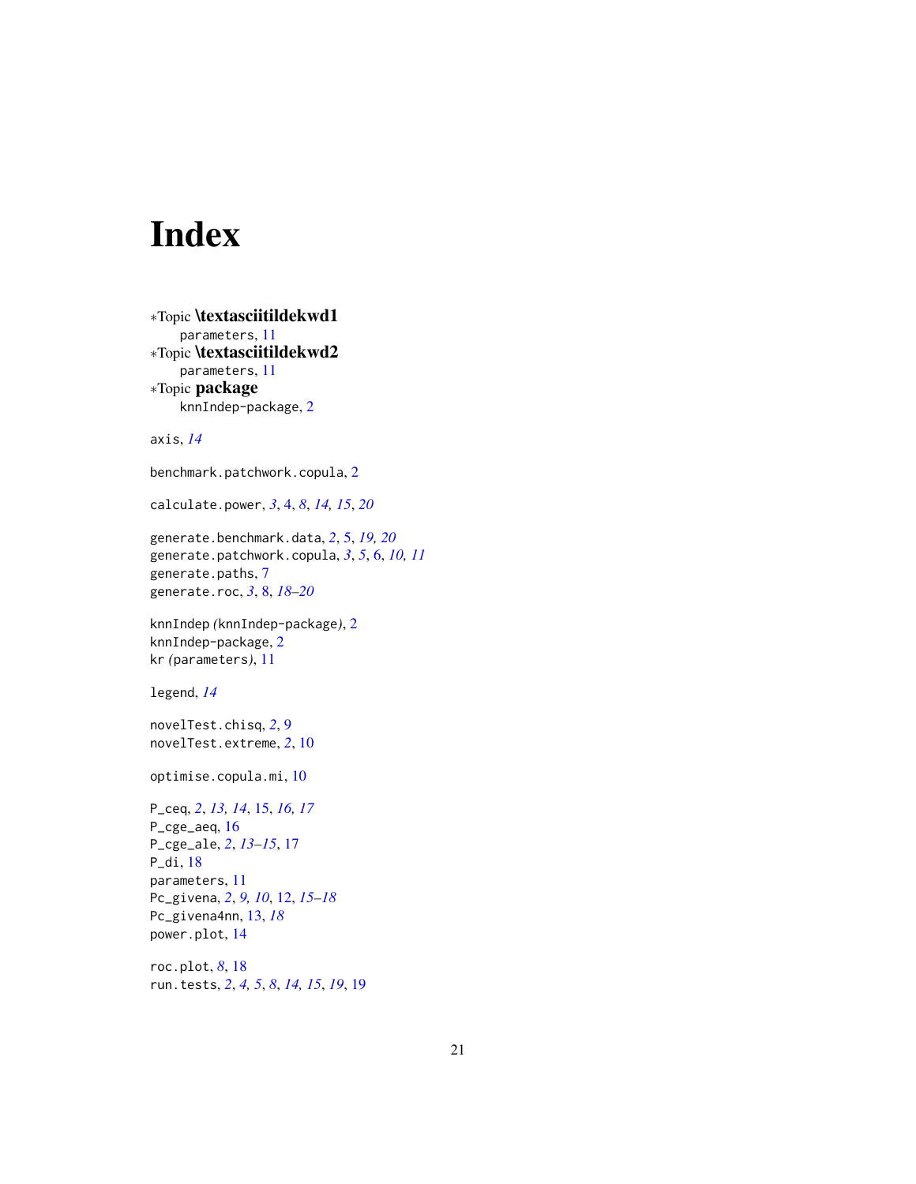# Index

∗Topic \textasciitildekwd1
  parameters, 11
∗Topic \textasciitildekwd2
  parameters, 11
∗Topic **package**
  knnIndep-package, 2

axis, *14*

benchmark.patchwork.copula, 2

calculate.power, *3*, 4, *8*, *14, 15*, *20*

generate.benchmark.data, *2*, 5, *19, 20*
generate.patchwork.copula, *3*, *5*, 6, *10, 11*
generate.paths, 7
generate.roc, *3*, 8, *18–20*

knnIndep *(*knnIndep-package*)*, 2
knnIndep-package, 2
kr *(*parameters*)*, 11

legend, *14*

novelTest.chisq, *2*, 9
novelTest.extreme, *2*, 10

optimise.copula.mi, 10

P_ceq, *2*, *13, 14*, 15, *16, 17*
P_cge_aeq, 16
P_cge_ale, *2*, *13–15*, 17
P_di, 18
parameters, 11
Pc_givena, *2*, *9, 10*, 12, *15–18*
Pc_givena4nn, 13, *18*
power.plot, 14

roc.plot, *8*, 18
run.tests, *2*, *4, 5*, *8*, *14, 15*, *19*, 19